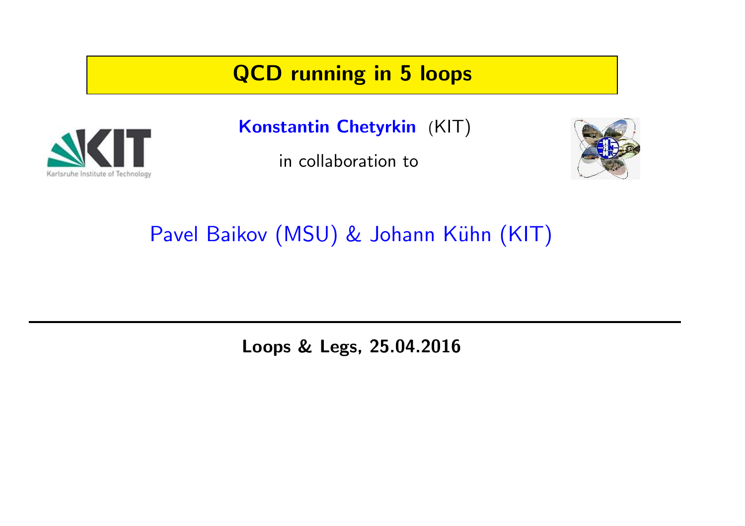# QCD running in 5 loops

**Konstantin Chetyrkin** (KIT)

in collaboration to

Pavel Baikov (MSU) & Johann Kühn (KIT)

**Loops & Legs, 25.04.2016**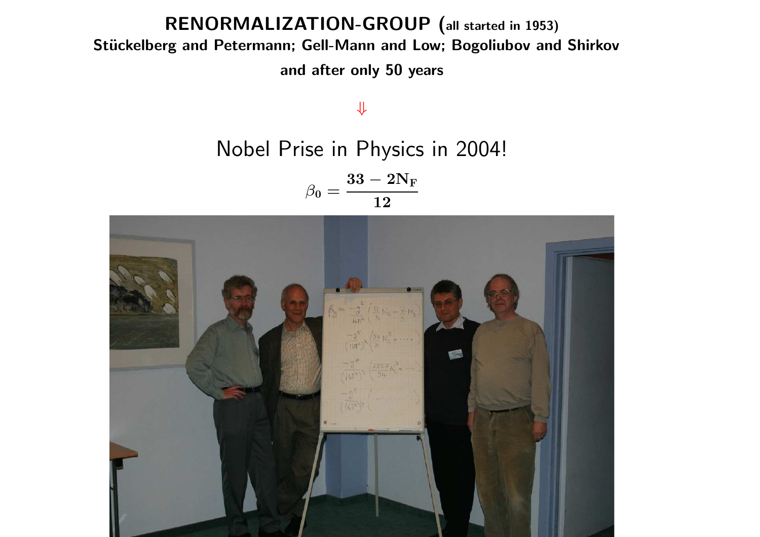# RENORMALIZATION-GROUP (all started in 1953)

**Stückelberg and Petermann; Gell-Mann and Low; Bogoliubov and Shirkov**

**and after only 50 years**

$\Downarrow$

Nobel Prise in Physics in 2004!

$$\beta_0 = \frac{\mathbf{33 - 2N_F}}{\mathbf{12}}$$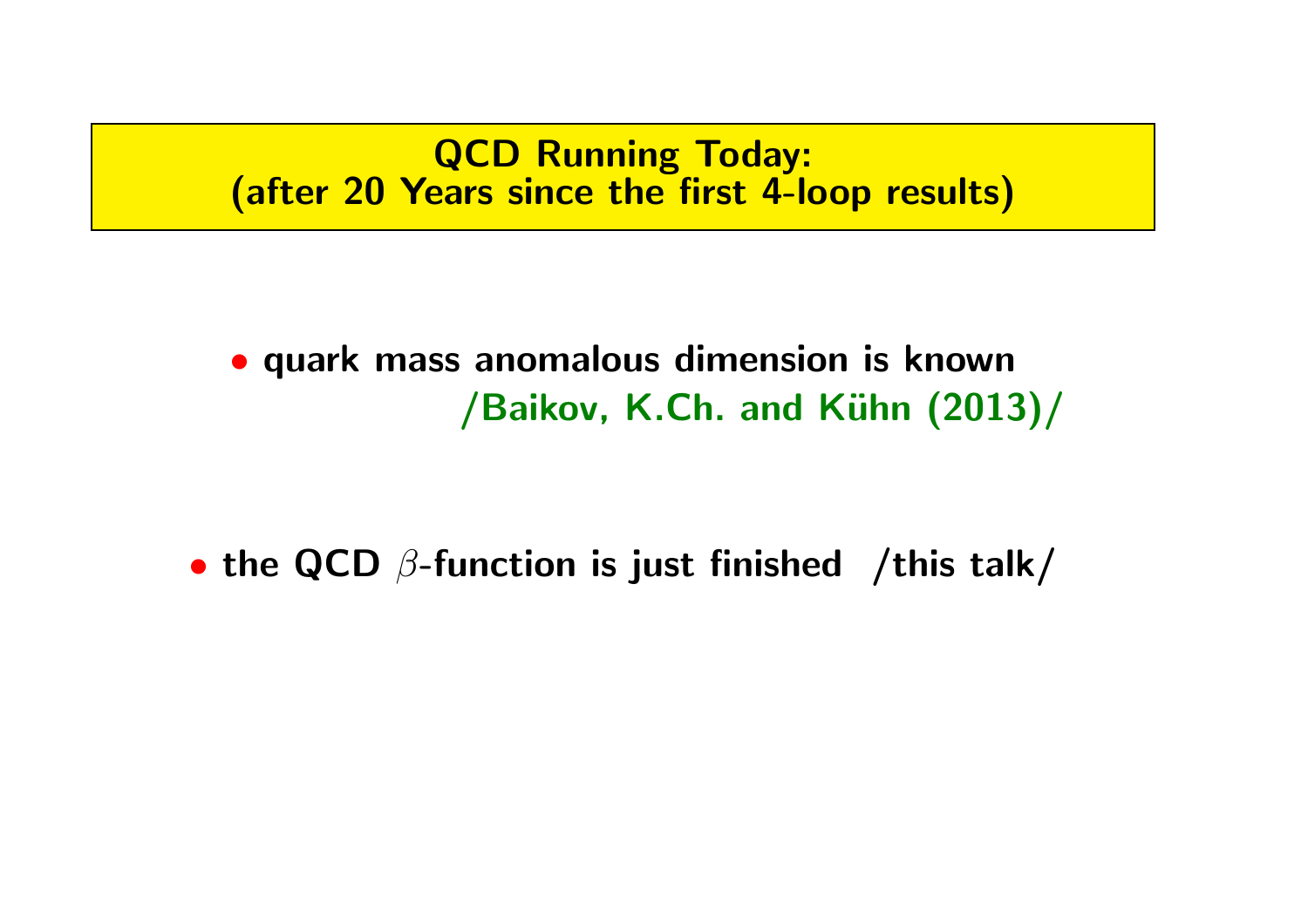## QCD Running Today:
## (after 20 Years since the first 4-loop results)

- **quark mass anomalous dimension is known**
  **/Baikov, K.Ch. and Kühn (2013)/**

- **the QCD $\beta$-function is just finished /this talk/**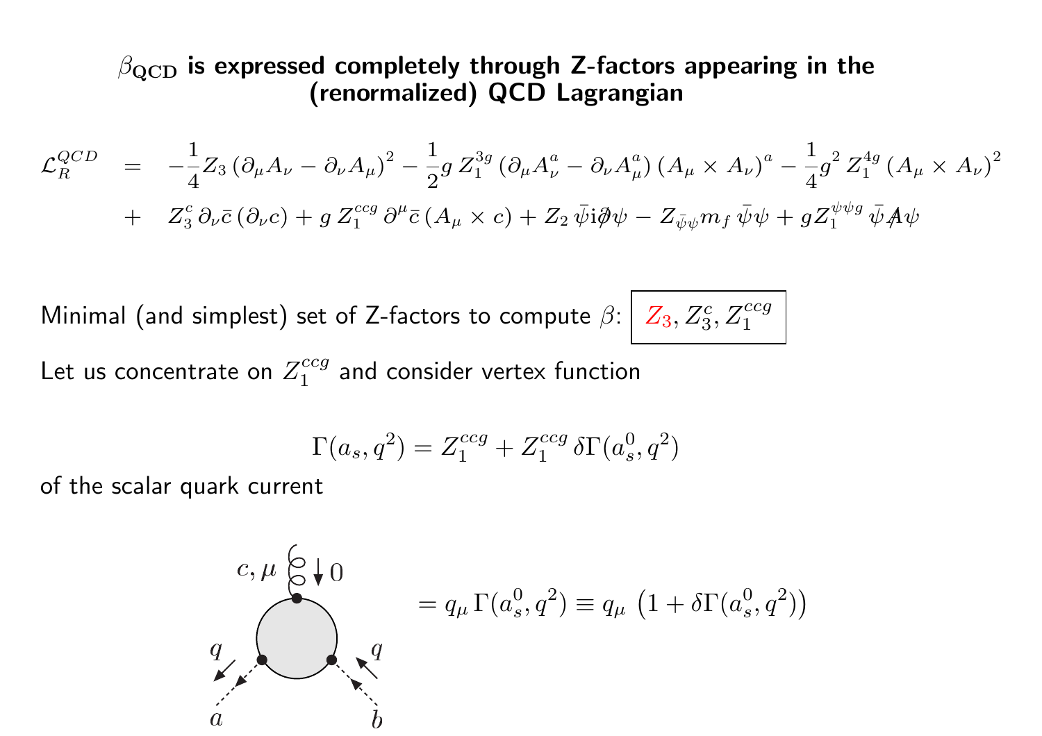## $\beta_{\mathbf{QCD}}$ is expressed completely through Z-factors appearing in the (renormalized) QCD Lagrangian

$$
\begin{aligned}
\mathcal{L}_R^{QCD} \;=\;& -\frac{1}{4} Z_3 \left(\partial_\mu A_\nu - \partial_\nu A_\mu\right)^2 - \frac{1}{2} g\, Z_1^{3g} \left(\partial_\mu A_\nu^a - \partial_\nu A_\mu^a\right) \left(A_\mu \times A_\nu\right)^a - \frac{1}{4} g^2\, Z_1^{4g} \left(A_\mu \times A_\nu\right)^2 \\
+\;& Z_3^c\, \partial_\nu \bar{c} \left(\partial_\nu c\right) + g\, Z_1^{ccg}\, \partial^\mu \bar{c} \left(A_\mu \times c\right) + Z_2\, \bar{\psi} \mathrm{i} \partial\!\!\!/ \psi - Z_{\bar{\psi}\psi} m_f\, \bar{\psi}\psi + g Z_1^{\psi\psi g}\, \bar{\psi} A\!\!\!/ \psi
\end{aligned}
$$

Minimal (and simplest) set of Z-factors to compute $\beta$: $\boxed{Z_3, Z_3^c, Z_1^{ccg}}$

Let us concentrate on $Z_1^{ccg}$ and consider vertex function

$$
\Gamma(a_s, q^2) = Z_1^{ccg} + Z_1^{ccg}\, \delta\Gamma(a_s^0, q^2)
$$

of the scalar quark current

$$
= q_\mu\, \Gamma(a_s^0, q^2) \equiv q_\mu \left(1 + \delta\Gamma(a_s^0, q^2)\right)
$$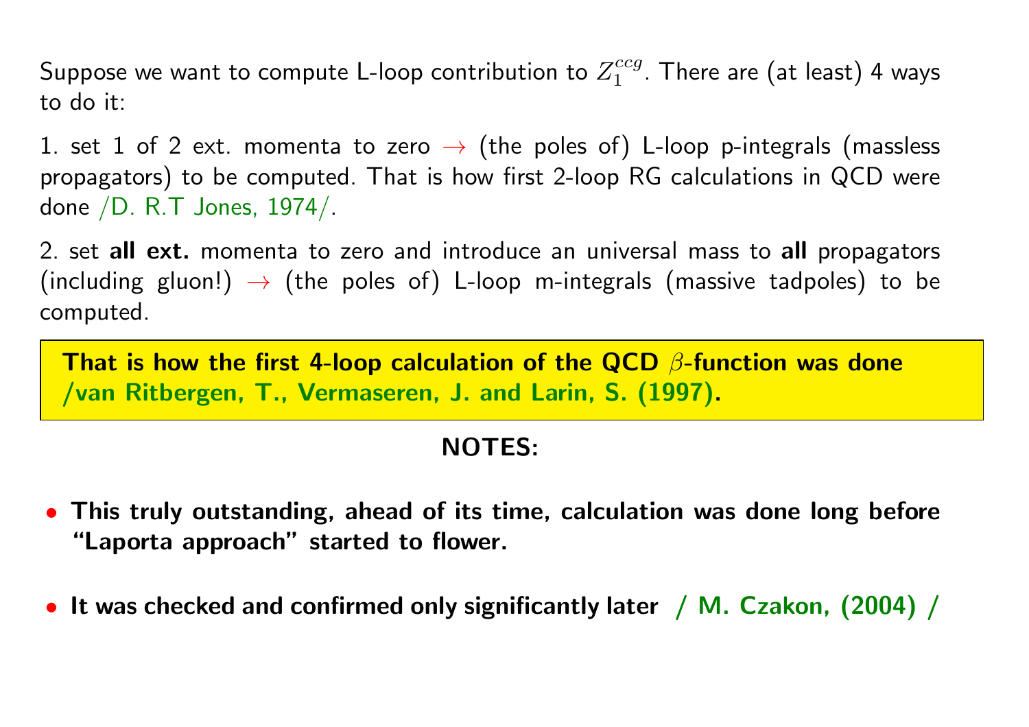Suppose we want to compute L-loop contribution to $Z_1^{ccg}$. There are (at least) 4 ways to do it:

1. set 1 of 2 ext. momenta to zero $\rightarrow$ (the poles of) L-loop p-integrals (massless propagators) to be computed. That is how first 2-loop RG calculations in QCD were done /D. R.T Jones, 1974/.

2. set **all ext.** momenta to zero and introduce an universal mass to **all** propagators (including gluon!) $\rightarrow$ (the poles of) L-loop m-integrals (massive tadpoles) to be computed.

**That is how the first 4-loop calculation of the QCD $\beta$-function was done /van Ritbergen, T., Vermaseren, J. and Larin, S. (1997).**

**NOTES:**

- **This truly outstanding, ahead of its time, calculation was done long before "Laporta approach" started to flower.**

- **It was checked and confirmed only significantly later / M. Czakon, (2004) /**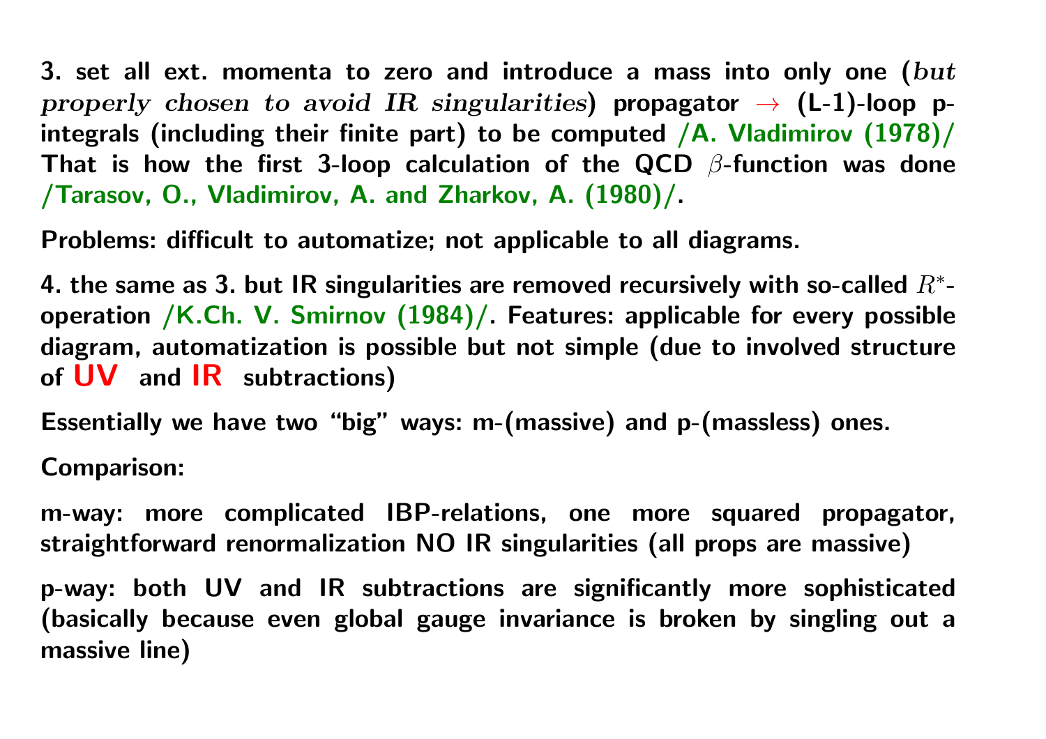**3. set all ext. momenta to zero and introduce a mass into only one (*but properly chosen to avoid IR singularities*) propagator $\rightarrow$ (L-1)-loop p-integrals (including their finite part) to be computed /A. Vladimirov (1978)/ That is how the first 3-loop calculation of the QCD $\beta$-function was done /Tarasov, O., Vladimirov, A. and Zharkov, A. (1980)/.**

**Problems: difficult to automatize; not applicable to all diagrams.**

**4. the same as 3. but IR singularities are removed recursively with so-called $R^*$-operation /K.Ch. V. Smirnov (1984)/. Features: applicable for every possible diagram, automatization is possible but not simple (due to involved structure of UV and IR subtractions)**

**Essentially we have two "big" ways: m-(massive) and p-(massless) ones.**

**Comparison:**

**m-way: more complicated IBP-relations, one more squared propagator, straightforward renormalization NO IR singularities (all props are massive)**

**p-way: both UV and IR subtractions are significantly more sophisticated (basically because even global gauge invariance is broken by singling out a massive line)**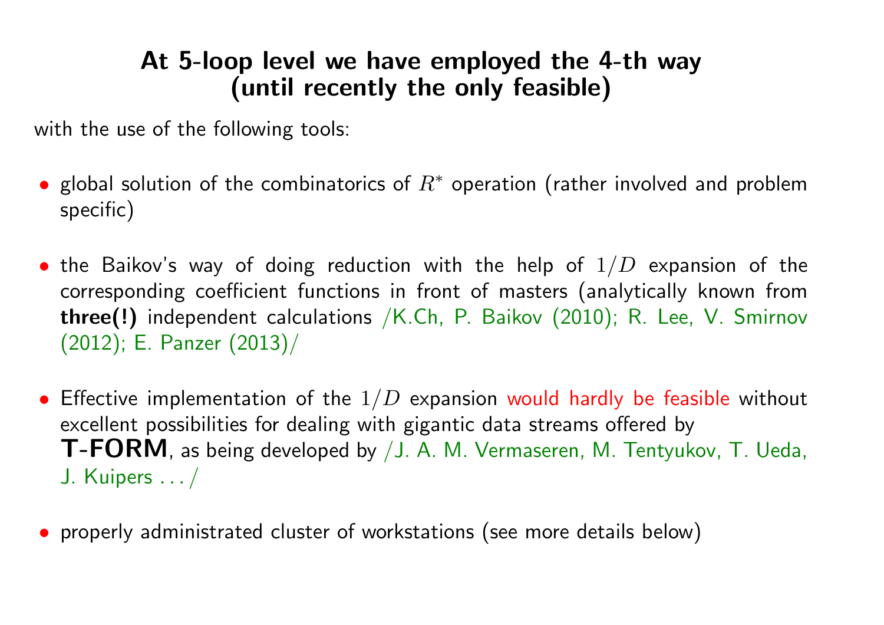## At 5-loop level we have employed the 4-th way (until recently the only feasible)

with the use of the following tools:

- global solution of the combinatorics of $R^*$ operation (rather involved and problem specific)

- the Baikov's way of doing reduction with the help of $1/D$ expansion of the corresponding coefficient functions in front of masters (analytically known from **three(!)** independent calculations /K.Ch, P. Baikov (2010); R. Lee, V. Smirnov (2012); E. Panzer (2013)/

- Effective implementation of the $1/D$ expansion would hardly be feasible without excellent possibilities for dealing with gigantic data streams offered by **T-FORM**, as being developed by /J. A. M. Vermaseren, M. Tentyukov, T. Ueda, J. Kuipers . . . /

- properly administrated cluster of workstations (see more details below)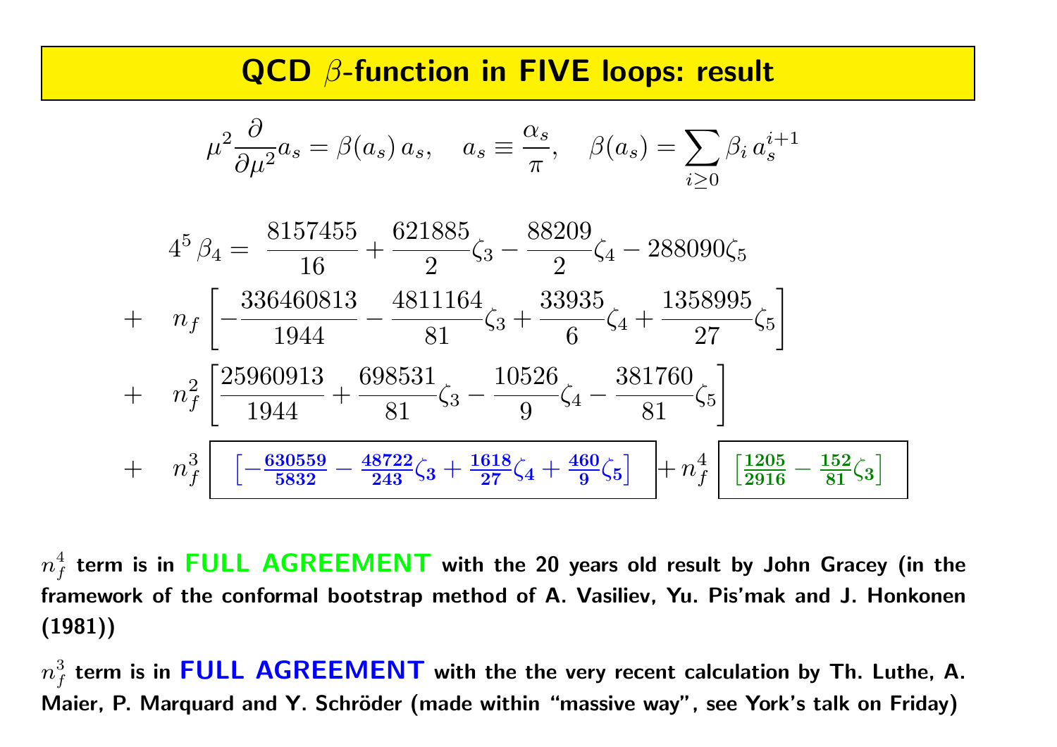# QCD $\beta$-function in FIVE loops: result

$$\mu^2 \frac{\partial}{\partial \mu^2} a_s = \beta(a_s)\, a_s, \quad a_s \equiv \frac{\alpha_s}{\pi}, \quad \beta(a_s) = \sum_{i \geq 0} \beta_i\, a_s^{i+1}$$

$$\begin{aligned}
4^5\, \beta_4 = \; & \frac{8157455}{16} + \frac{621885}{2}\zeta_3 - \frac{88209}{2}\zeta_4 - 288090\zeta_5 \\
+ \quad & n_f \left[ -\frac{336460813}{1944} - \frac{4811164}{81}\zeta_3 + \frac{33935}{6}\zeta_4 + \frac{1358995}{27}\zeta_5 \right] \\
+ \quad & n_f^2 \left[ \frac{25960913}{1944} + \frac{698531}{81}\zeta_3 - \frac{10526}{9}\zeta_4 - \frac{381760}{81}\zeta_5 \right] \\
+ \quad & n_f^3 \boxed{\left[ -\frac{630559}{5832} - \frac{48722}{243}\zeta_3 + \frac{1618}{27}\zeta_4 + \frac{460}{9}\zeta_5 \right]} + n_f^4 \boxed{\left[ \frac{1205}{2916} - \frac{152}{81}\zeta_3 \right]}
\end{aligned}$$

**$n_f^4$ term is in FULL AGREEMENT with the 20 years old result by John Gracey (in the framework of the conformal bootstrap method of A. Vasiliev, Yu. Pis'mak and J. Honkonen (1981))**

**$n_f^3$ term is in FULL AGREEMENT with the the very recent calculation by Th. Luthe, A. Maier, P. Marquard and Y. Schröder (made within "massive way", see York's talk on Friday)**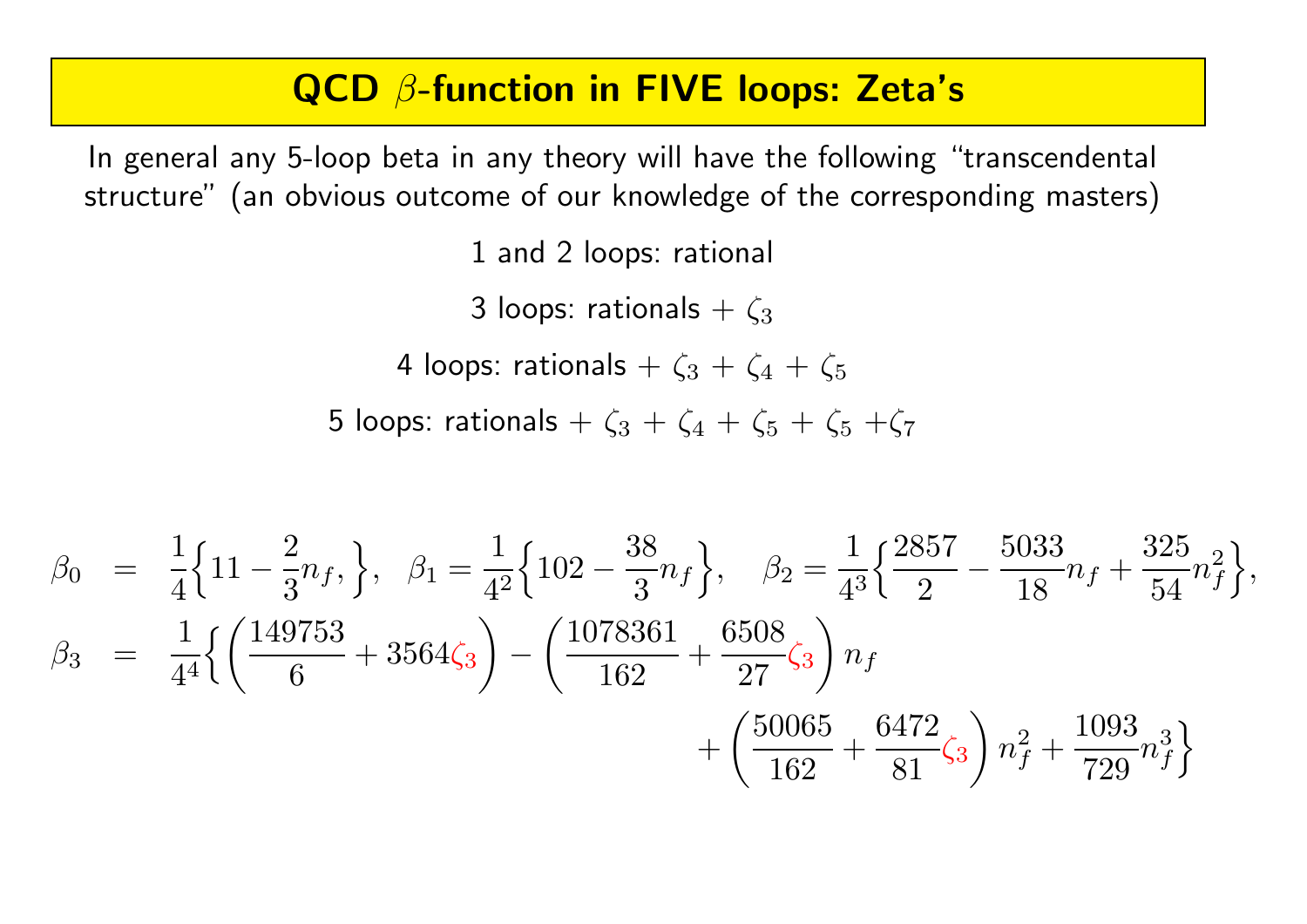# QCD $\beta$-function in FIVE loops: Zeta's

In general any 5-loop beta in any theory will have the following "transcendental structure" (an obvious outcome of our knowledge of the corresponding masters)

1 and 2 loops: rational

3 loops: rationals + $\zeta_3$

4 loops: rationals + $\zeta_3$ + $\zeta_4$ + $\zeta_5$

5 loops: rationals + $\zeta_3$ + $\zeta_4$ + $\zeta_5$ + $\zeta_5$ +$\zeta_7$

$$\beta_0 = \frac{1}{4}\Big\{11 - \frac{2}{3}n_f,\Big\}, \quad \beta_1 = \frac{1}{4^2}\Big\{102 - \frac{38}{3}n_f\Big\}, \quad \beta_2 = \frac{1}{4^3}\Big\{\frac{2857}{2} - \frac{5033}{18}n_f + \frac{325}{54}n_f^2\Big\},$$

$$\beta_3 = \frac{1}{4^4}\Big\{\left(\frac{149753}{6} + 3564\zeta_3\right) - \left(\frac{1078361}{162} + \frac{6508}{27}\zeta_3\right)n_f + \left(\frac{50065}{162} + \frac{6472}{81}\zeta_3\right)n_f^2 + \frac{1093}{729}n_f^3\Big\}$$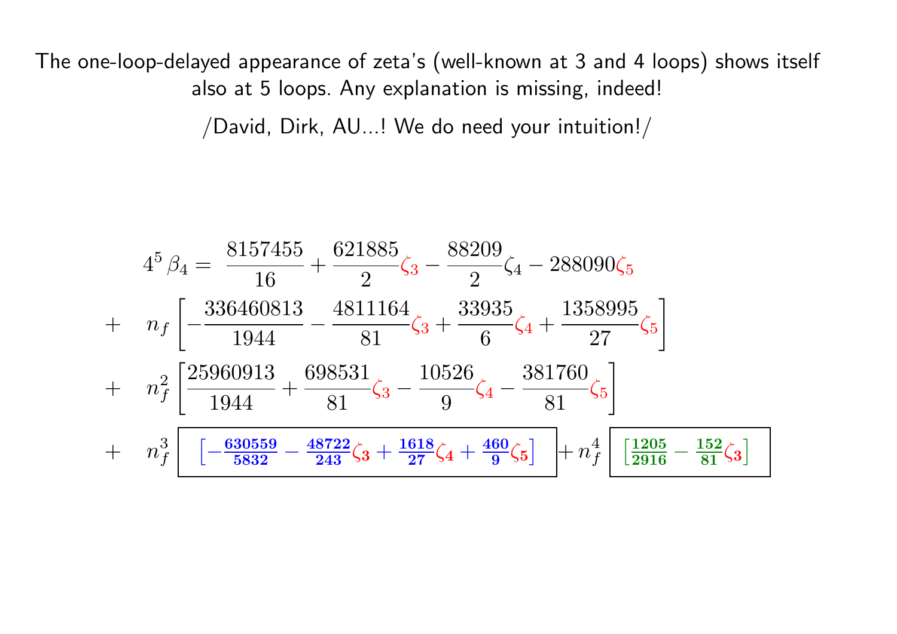The one-loop-delayed appearance of zeta's (well-known at 3 and 4 loops) shows itself also at 5 loops. Any explanation is missing, indeed!

/David, Dirk, AU...! We do need your intuition!/

$$
\begin{aligned}
4^5\,\beta_4 = \; & \frac{8157455}{16} + \frac{621885}{2}\zeta_3 - \frac{88209}{2}\zeta_4 - 288090\zeta_5 \\
+ \quad & n_f \left[ -\frac{336460813}{1944} - \frac{4811164}{81}\zeta_3 + \frac{33935}{6}\zeta_4 + \frac{1358995}{27}\zeta_5 \right] \\
+ \quad & n_f^2 \left[ \frac{25960913}{1944} + \frac{698531}{81}\zeta_3 - \frac{10526}{9}\zeta_4 - \frac{381760}{81}\zeta_5 \right] \\
+ \quad & n_f^3 \boxed{\left[ -\frac{630559}{5832} - \frac{48722}{243}\zeta_3 + \frac{1618}{27}\zeta_4 + \frac{460}{9}\zeta_5 \right]} + n_f^4 \boxed{\left[ \frac{1205}{2916} - \frac{152}{81}\zeta_3 \right]}
\end{aligned}
$$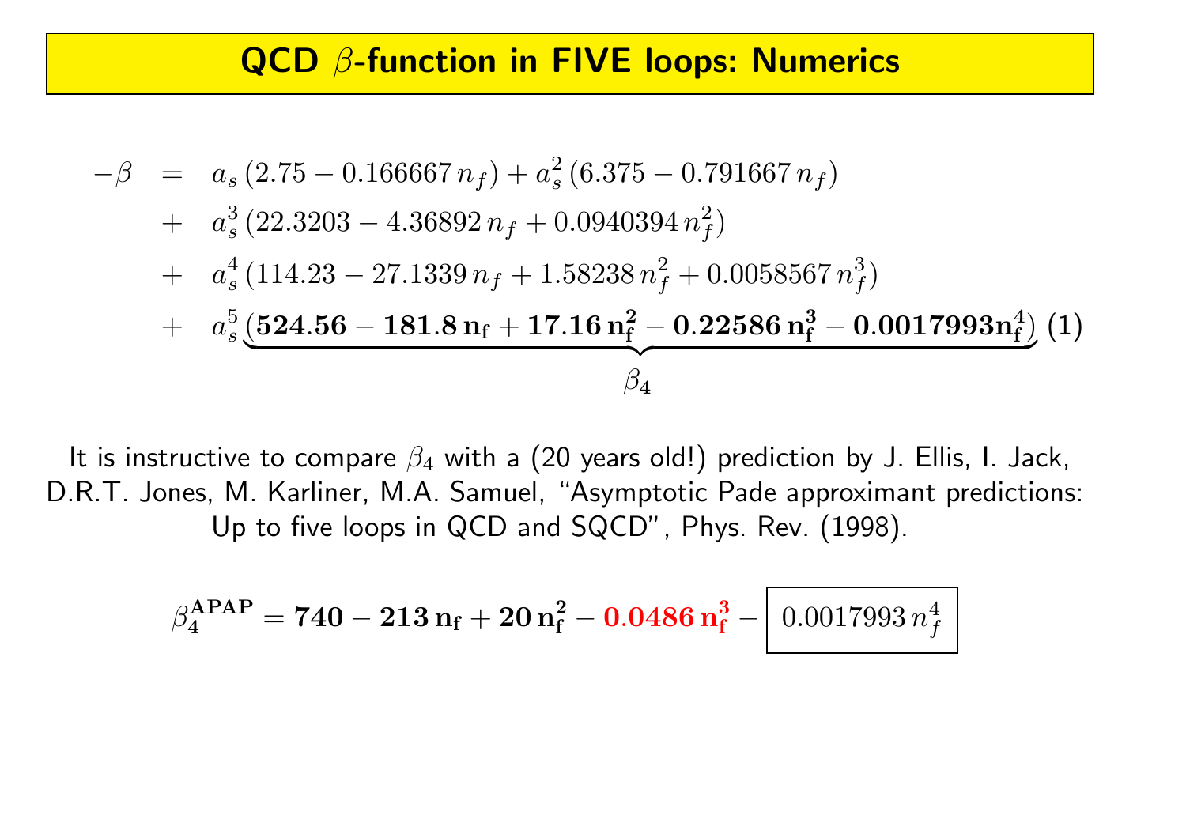# QCD $\beta$-function in FIVE loops: Numerics

$$
\begin{aligned}
-\beta &= a_s\,(2.75 - 0.166667\,n_f) + a_s^2\,(6.375 - 0.791667\,n_f) \\
&+ a_s^3\,(22.3203 - 4.36892\,n_f + 0.0940394\,n_f^2) \\
&+ a_s^4\,(114.23 - 27.1339\,n_f + 1.58238\,n_f^2 + 0.0058567\,n_f^3) \\
&+ a_s^5\,\underbrace{(\mathbf{524.56 - 181.8\,n_f + 17.16\,n_f^2 - 0.22586\,n_f^3 - 0.0017993\,n_f^4})}_{\beta_4} \quad (1)
\end{aligned}
$$

It is instructive to compare $\beta_4$ with a (20 years old!) prediction by J. Ellis, I. Jack, D.R.T. Jones, M. Karliner, M.A. Samuel, "Asymptotic Pade approximant predictions: Up to five loops in QCD and SQCD", Phys. Rev. (1998).

$$
\beta_4^{\mathbf{APAP}} = \mathbf{740 - 213\,n_f + 20\,n_f^2 - 0.0486\,n_f^3} - \boxed{0.0017993\,n_f^4}
$$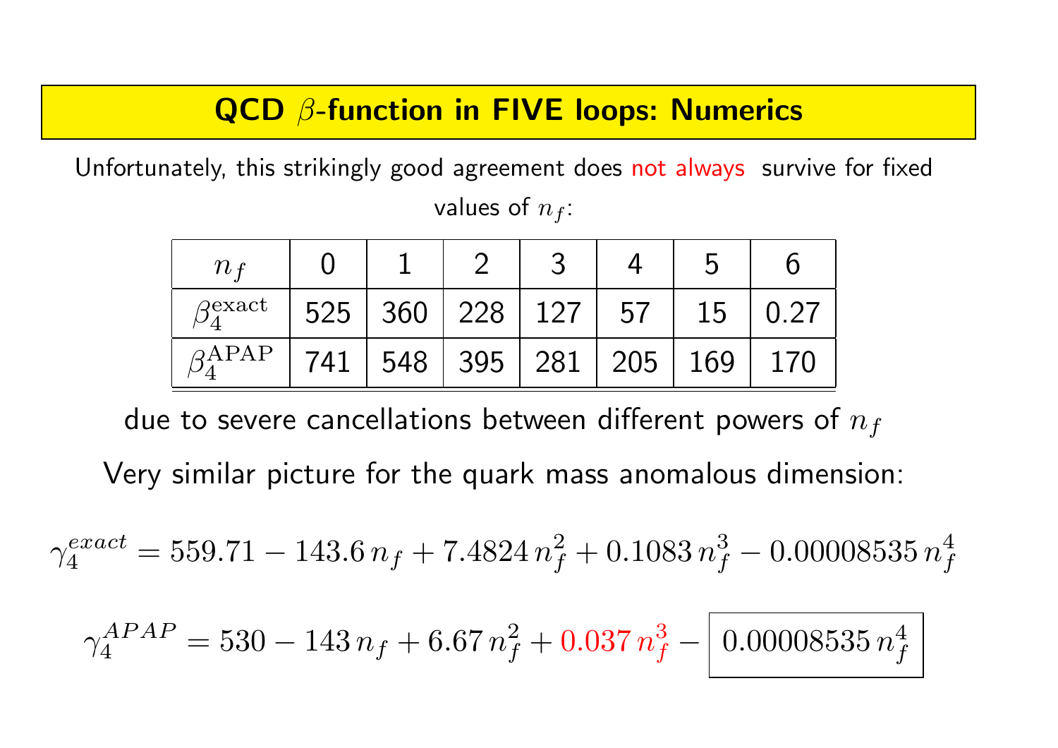# QCD $\beta$-function in FIVE loops: Numerics

Unfortunately, this strikingly good agreement does not always survive for fixed values of $n_f$:

| $n_f$ | 0 | 1 | 2 | 3 | 4 | 5 | 6 |
|---|---|---|---|---|---|---|---|
| $\beta_4^{\rm exact}$ | 525 | 360 | 228 | 127 | 57 | 15 | 0.27 |
| $\beta_4^{\rm APAP}$ | 741 | 548 | 395 | 281 | 205 | 169 | 170 |

due to severe cancellations between different powers of $n_f$

Very similar picture for the quark mass anomalous dimension:

$$\gamma_4^{exact} = 559.71 - 143.6\, n_f + 7.4824\, n_f^2 + 0.1083\, n_f^3 - 0.00008535\, n_f^4$$

$$\gamma_4^{APAP} = 530 - 143\, n_f + 6.67\, n_f^2 + 0.037\, n_f^3 - \boxed{0.00008535\, n_f^4}$$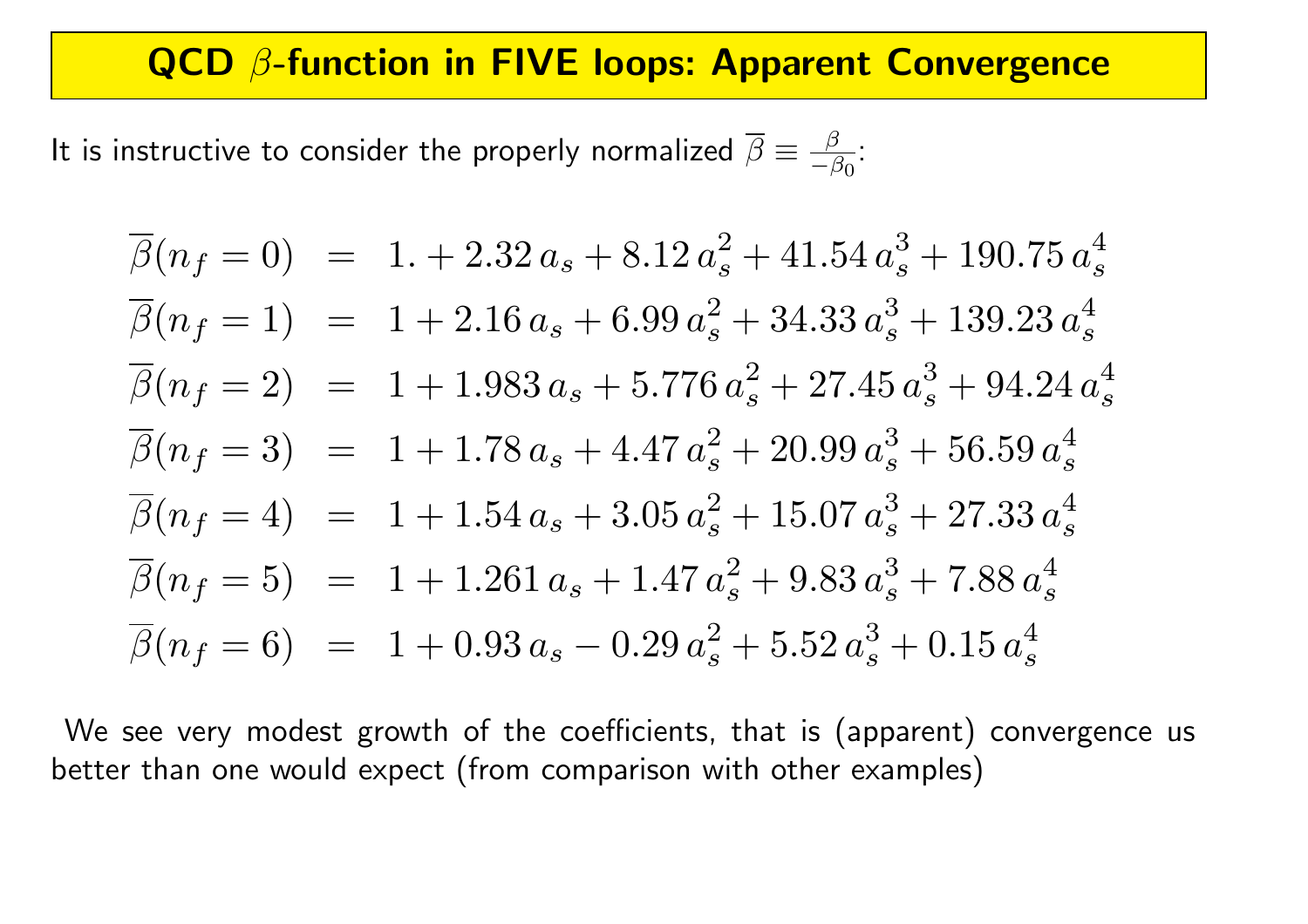# QCD $\beta$-function in FIVE loops: Apparent Convergence

It is instructive to consider the properly normalized $\overline{\beta} \equiv \frac{\beta}{-\beta_0}$:

$$
\begin{aligned}
\overline{\beta}(n_f = 0) &= 1. + 2.32\, a_s + 8.12\, a_s^2 + 41.54\, a_s^3 + 190.75\, a_s^4 \\
\overline{\beta}(n_f = 1) &= 1 + 2.16\, a_s + 6.99\, a_s^2 + 34.33\, a_s^3 + 139.23\, a_s^4 \\
\overline{\beta}(n_f = 2) &= 1 + 1.983\, a_s + 5.776\, a_s^2 + 27.45\, a_s^3 + 94.24\, a_s^4 \\
\overline{\beta}(n_f = 3) &= 1 + 1.78\, a_s + 4.47\, a_s^2 + 20.99\, a_s^3 + 56.59\, a_s^4 \\
\overline{\beta}(n_f = 4) &= 1 + 1.54\, a_s + 3.05\, a_s^2 + 15.07\, a_s^3 + 27.33\, a_s^4 \\
\overline{\beta}(n_f = 5) &= 1 + 1.261\, a_s + 1.47\, a_s^2 + 9.83\, a_s^3 + 7.88\, a_s^4 \\
\overline{\beta}(n_f = 6) &= 1 + 0.93\, a_s - 0.29\, a_s^2 + 5.52\, a_s^3 + 0.15\, a_s^4
\end{aligned}
$$

We see very modest growth of the coefficients, that is (apparent) convergence us better than one would expect (from comparison with other examples)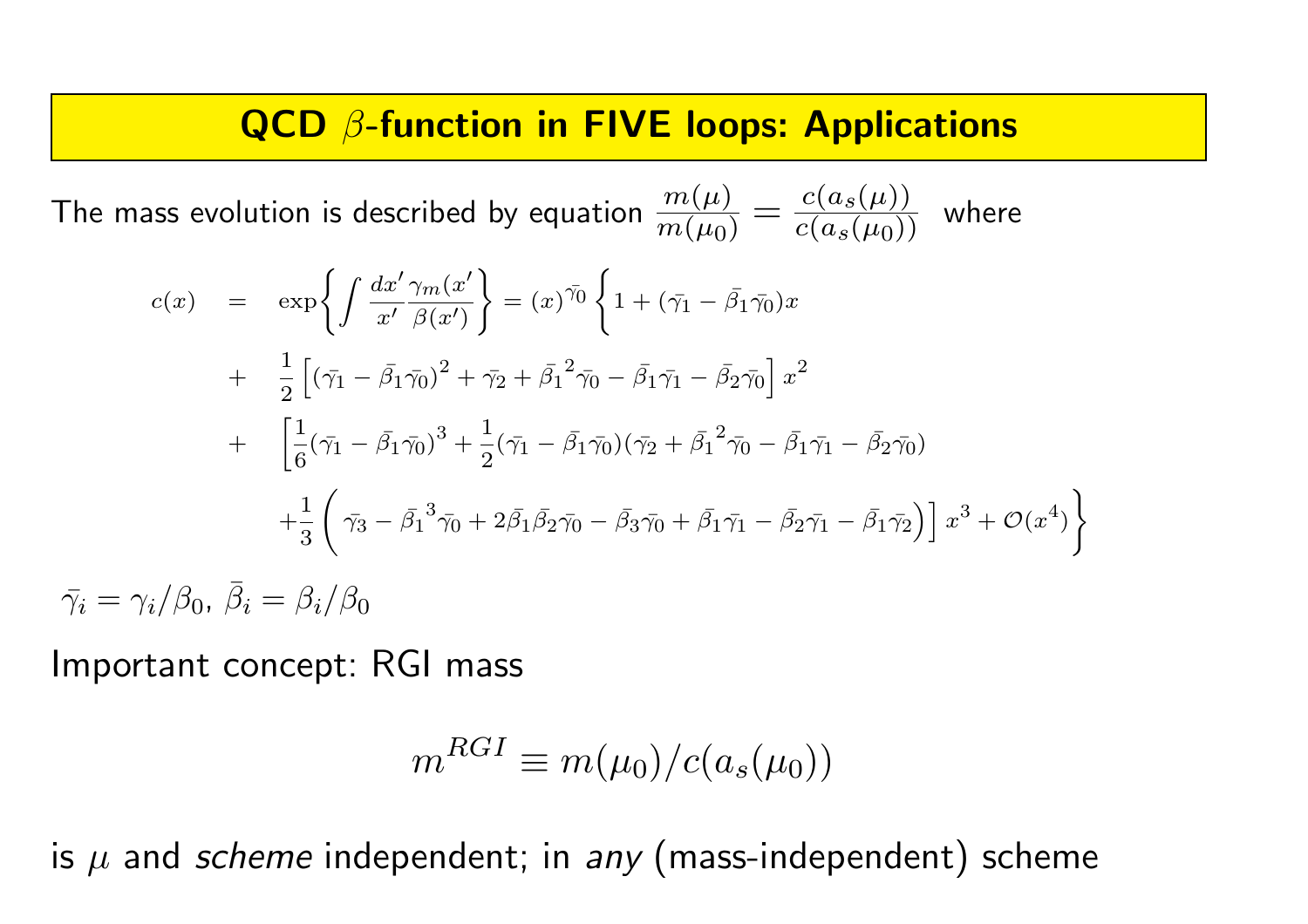# QCD $\beta$-function in FIVE loops: Applications

The mass evolution is described by equation $\frac{m(\mu)}{m(\mu_0)} = \frac{c(a_s(\mu))}{c(a_s(\mu_0))}$ where

$$
\begin{aligned}
c(x) &= \exp\left\{\int \frac{dx'}{x'}\frac{\gamma_m(x')}{\beta(x')}\right\} = (x)^{\bar{\gamma_0}}\left\{1 + (\bar{\gamma_1} - \bar{\beta_1}\bar{\gamma_0})x\right. \\
&+ \frac{1}{2}\left[(\bar{\gamma_1} - \bar{\beta_1}\bar{\gamma_0})^2 + \bar{\gamma_2} + \bar{\beta_1}^2\bar{\gamma_0} - \bar{\beta_1}\bar{\gamma_1} - \bar{\beta_2}\bar{\gamma_0}\right]x^2 \\
&+ \left[\frac{1}{6}(\bar{\gamma_1} - \bar{\beta_1}\bar{\gamma_0})^3 + \frac{1}{2}(\bar{\gamma_1} - \bar{\beta_1}\bar{\gamma_0})(\bar{\gamma_2} + \bar{\beta_1}^2\bar{\gamma_0} - \bar{\beta_1}\bar{\gamma_1} - \bar{\beta_2}\bar{\gamma_0})\right. \\
&\left.\left. + \frac{1}{3}\left(\bar{\gamma_3} - \bar{\beta_1}^3\bar{\gamma_0} + 2\bar{\beta_1}\bar{\beta_2}\bar{\gamma_0} - \bar{\beta_3}\bar{\gamma_0} + \bar{\beta_1}\bar{\gamma_1} - \bar{\beta_2}\bar{\gamma_1} - \bar{\beta_1}\bar{\gamma_2}\right)\right]x^3 + \mathcal{O}(x^4)\right\}
\end{aligned}
$$

$\bar{\gamma_i} = \gamma_i/\beta_0$, $\bar{\beta_i} = \beta_i/\beta_0$

Important concept: RGI mass

$$m^{RGI} \equiv m(\mu_0)/c(a_s(\mu_0))$$

is $\mu$ and *scheme* independent; in *any* (mass-independent) scheme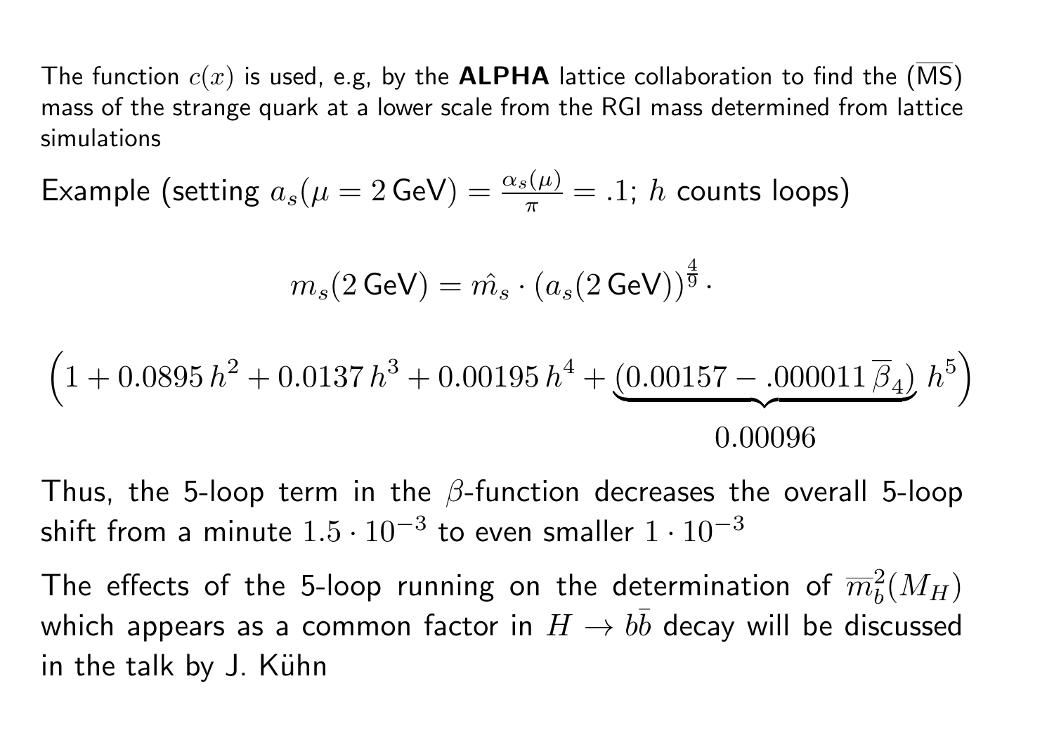The function $c(x)$ is used, e.g, by the **ALPHA** lattice collaboration to find the ($\overline{\text{MS}}$) mass of the strange quark at a lower scale from the RGI mass determined from lattice simulations

Example (setting $a_s(\mu = 2\,\text{GeV}) = \frac{\alpha_s(\mu)}{\pi} = .1$; $h$ counts loops)

$$m_s(2\,\text{GeV}) = \hat{m_s} \cdot (a_s(2\,\text{GeV}))^{\frac{4}{9}} \cdot$$

$$\left(1 + 0.0895\,h^2 + 0.0137\,h^3 + 0.00195\,h^4 + \underbrace{(0.00157 - .000011\,\overline{\beta}_4)}_{0.00096}\,h^5\right)$$

Thus, the 5-loop term in the $\beta$-function decreases the overall 5-loop shift from a minute $1.5 \cdot 10^{-3}$ to even smaller $1 \cdot 10^{-3}$

The effects of the 5-loop running on the determination of $\overline{m}_b^2(M_H)$ which appears as a common factor in $H \to b\bar{b}$ decay will be discussed in the talk by J. Kühn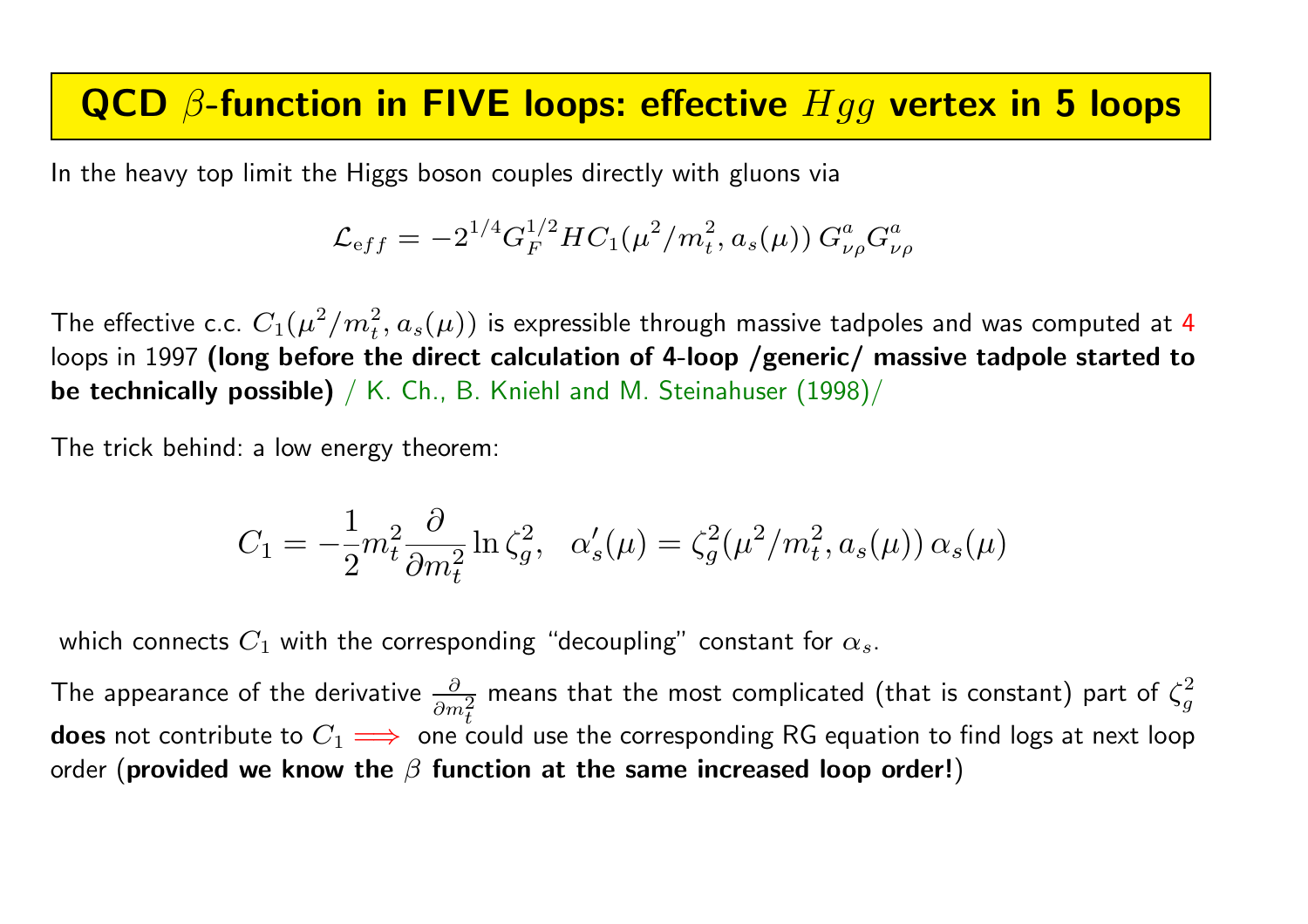# QCD $\beta$-function in FIVE loops: effective $Hgg$ vertex in 5 loops

In the heavy top limit the Higgs boson couples directly with gluons via

$$\mathcal{L}_{eff} = -2^{1/4} G_F^{1/2} H C_1(\mu^2/m_t^2, a_s(\mu)) \, G^a_{\nu\rho} G^a_{\nu\rho}$$

The effective c.c. $C_1(\mu^2/m_t^2, a_s(\mu))$ is expressible through massive tadpoles and was computed at 4 loops in 1997 **(long before the direct calculation of 4-loop /generic/ massive tadpole started to be technically possible)** / K. Ch., B. Kniehl and M. Steinahuser (1998)/

The trick behind: a low energy theorem:

$$C_1 = -\frac{1}{2} m_t^2 \frac{\partial}{\partial m_t^2} \ln \zeta_g^2, \quad \alpha_s'(\mu) = \zeta_g^2(\mu^2/m_t^2, a_s(\mu)) \, \alpha_s(\mu)$$

which connects $C_1$ with the corresponding "decoupling" constant for $\alpha_s$.

The appearance of the derivative $\frac{\partial}{\partial m_t^2}$ means that the most complicated (that is constant) part of $\zeta_g^2$ **does** not contribute to $C_1 \Longrightarrow$ one could use the corresponding RG equation to find logs at next loop order (**provided we know the $\beta$ function at the same increased loop order!**)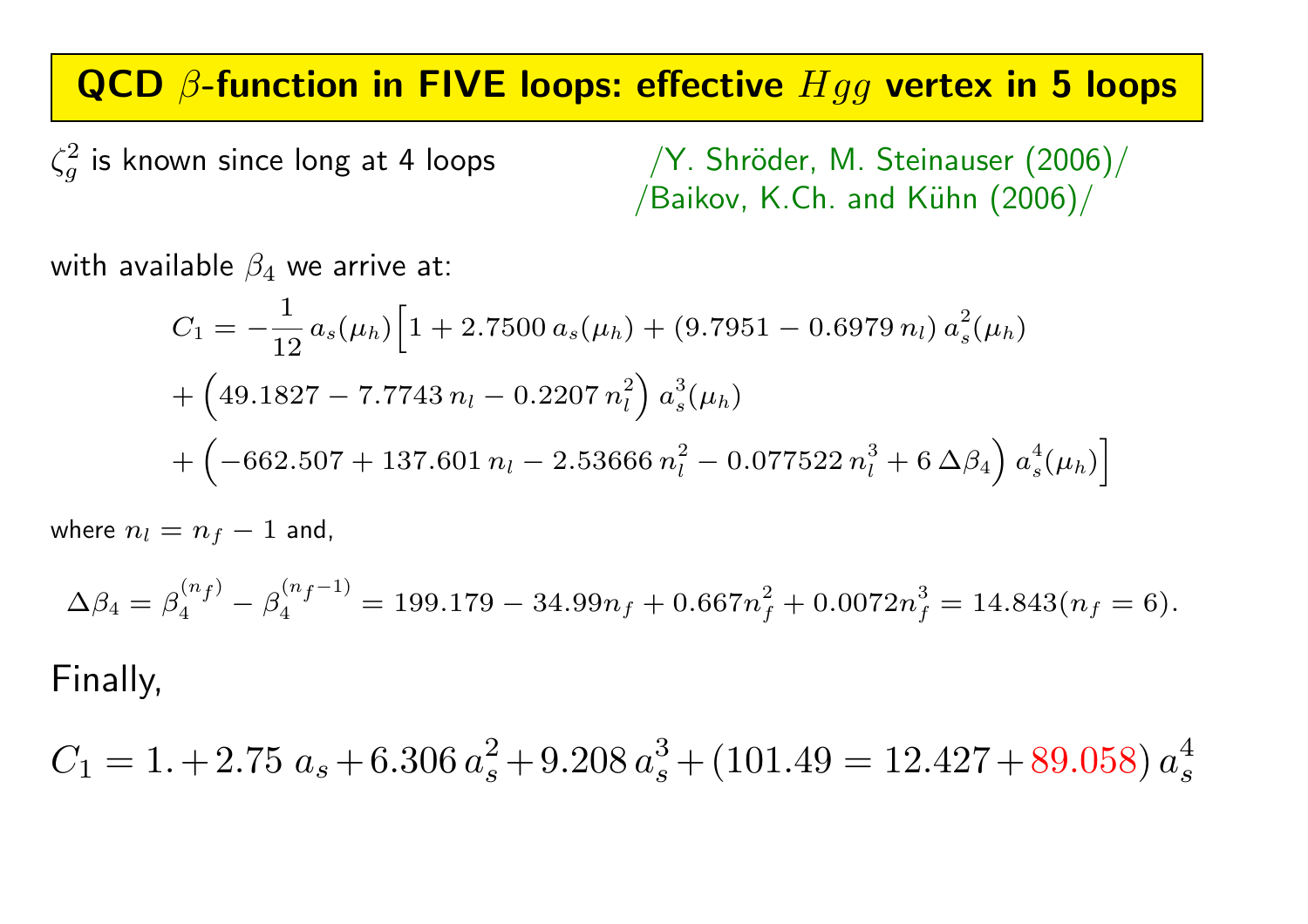# QCD $\beta$-function in FIVE loops: effective $Hgg$ vertex in 5 loops

$\zeta_g^2$ is known since long at 4 loops

/Y. Shröder, M. Steinauser (2006)/
/Baikov, K.Ch. and Kühn (2006)/

with available $\beta_4$ we arrive at:

$$
\begin{aligned}
C_1 = & -\frac{1}{12}\, a_s(\mu_h) \Big[ 1 + 2.7500\, a_s(\mu_h) + (9.7951 - 0.6979\, n_l)\, a_s^2(\mu_h) \\
& + \Big( 49.1827 - 7.7743\, n_l - 0.2207\, n_l^2 \Big)\, a_s^3(\mu_h) \\
& + \Big( -662.507 + 137.601\, n_l - 2.53666\, n_l^2 - 0.077522\, n_l^3 + 6\, \Delta\beta_4 \Big)\, a_s^4(\mu_h) \Big]
\end{aligned}
$$

where $n_l = n_f - 1$ and,

$$
\Delta\beta_4 = \beta_4^{(n_f)} - \beta_4^{(n_f - 1)} = 199.179 - 34.99 n_f + 0.667 n_f^2 + 0.0072 n_f^3 = 14.843 (n_f = 6).
$$

Finally,

$$
C_1 = 1. + 2.75\; a_s + 6.306\, a_s^2 + 9.208\, a_s^3 + (101.49 = 12.427 + 89.058)\, a_s^4
$$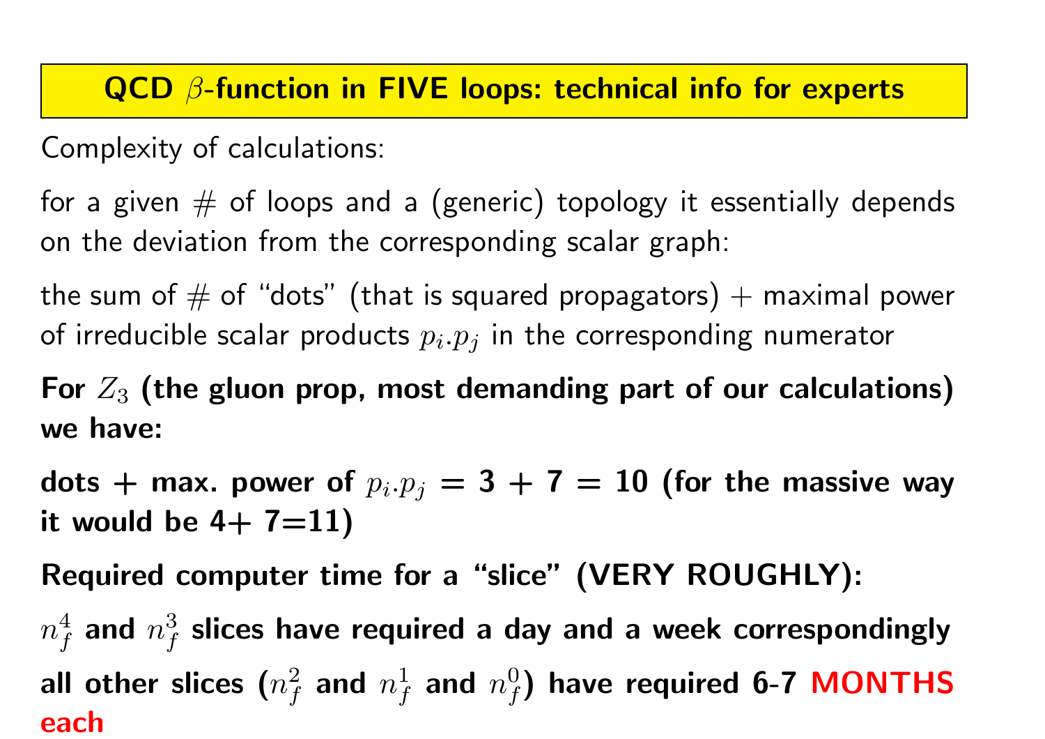# QCD $\beta$-function in FIVE loops: technical info for experts

Complexity of calculations:

for a given # of loops and a (generic) topology it essentially depends on the deviation from the corresponding scalar graph:

the sum of # of "dots" (that is squared propagators) + maximal power of irreducible scalar products $p_i.p_j$ in the corresponding numerator

**For $Z_3$ (the gluon prop, most demanding part of our calculations) we have:**

**dots + max. power of $p_i.p_j$ = 3 + 7 = 10 (for the massive way it would be 4+ 7=11)**

**Required computer time for a "slice" (VERY ROUGHLY):**

**$n_f^4$ and $n_f^3$ slices have required a day and a week correspondingly**

**all other slices ($n_f^2$ and $n_f^1$ and $n_f^0$) have required 6-7 MONTHS each**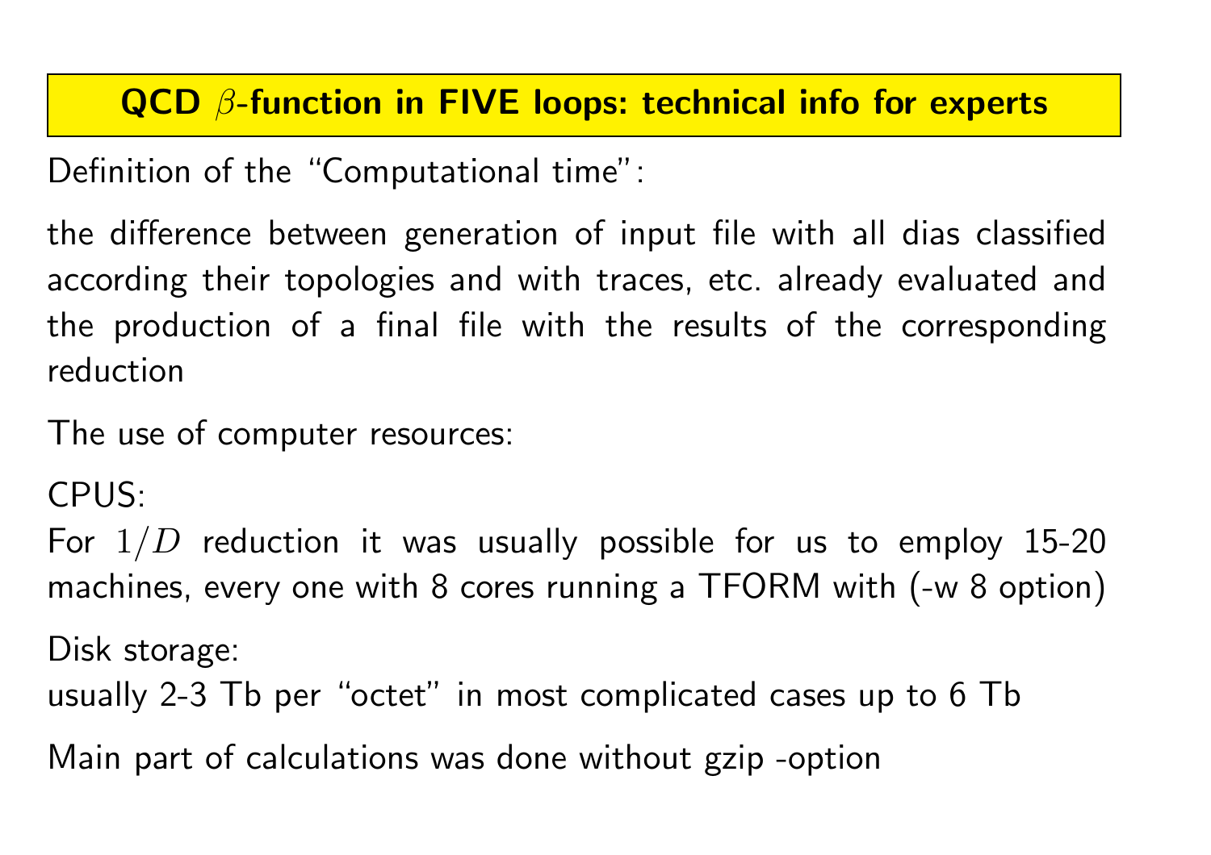# QCD $\beta$-function in FIVE loops: technical info for experts

Definition of the "Computational time":

the difference between generation of input file with all dias classified according their topologies and with traces, etc. already evaluated and the production of a final file with the results of the corresponding reduction

The use of computer resources:

CPUS:
For $1/D$ reduction it was usually possible for us to employ 15-20 machines, every one with 8 cores running a TFORM with (-w 8 option)

Disk storage:
usually 2-3 Tb per "octet" in most complicated cases up to 6 Tb

Main part of calculations was done without gzip -option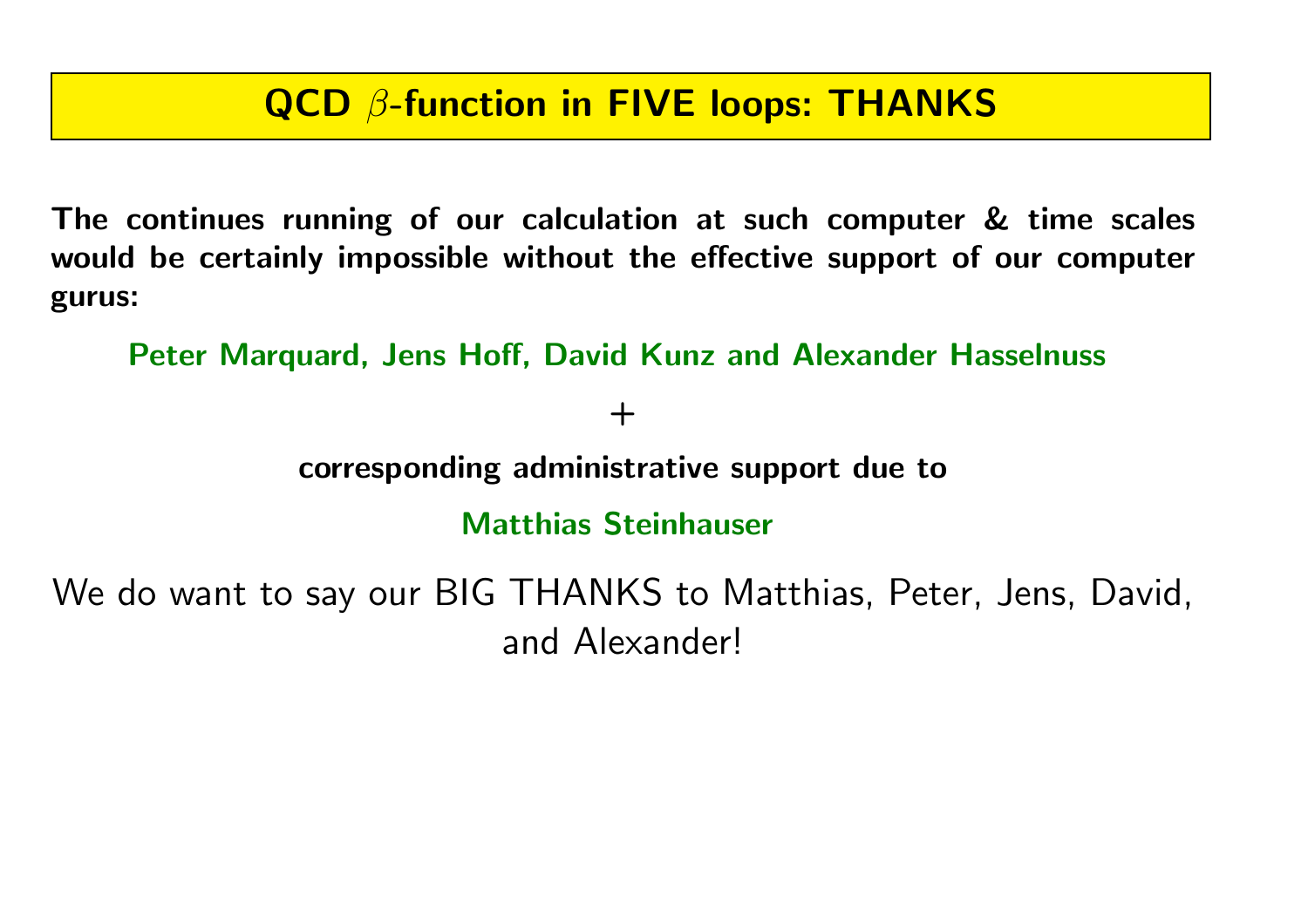# QCD $\beta$-function in FIVE loops: THANKS

**The continues running of our calculation at such computer & time scales would be certainly impossible without the effective support of our computer gurus:**

**Peter Marquard, Jens Hoff, David Kunz and Alexander Hasselnuss**

+

**corresponding administrative support due to**

**Matthias Steinhauser**

We do want to say our BIG THANKS to Matthias, Peter, Jens, David, and Alexander!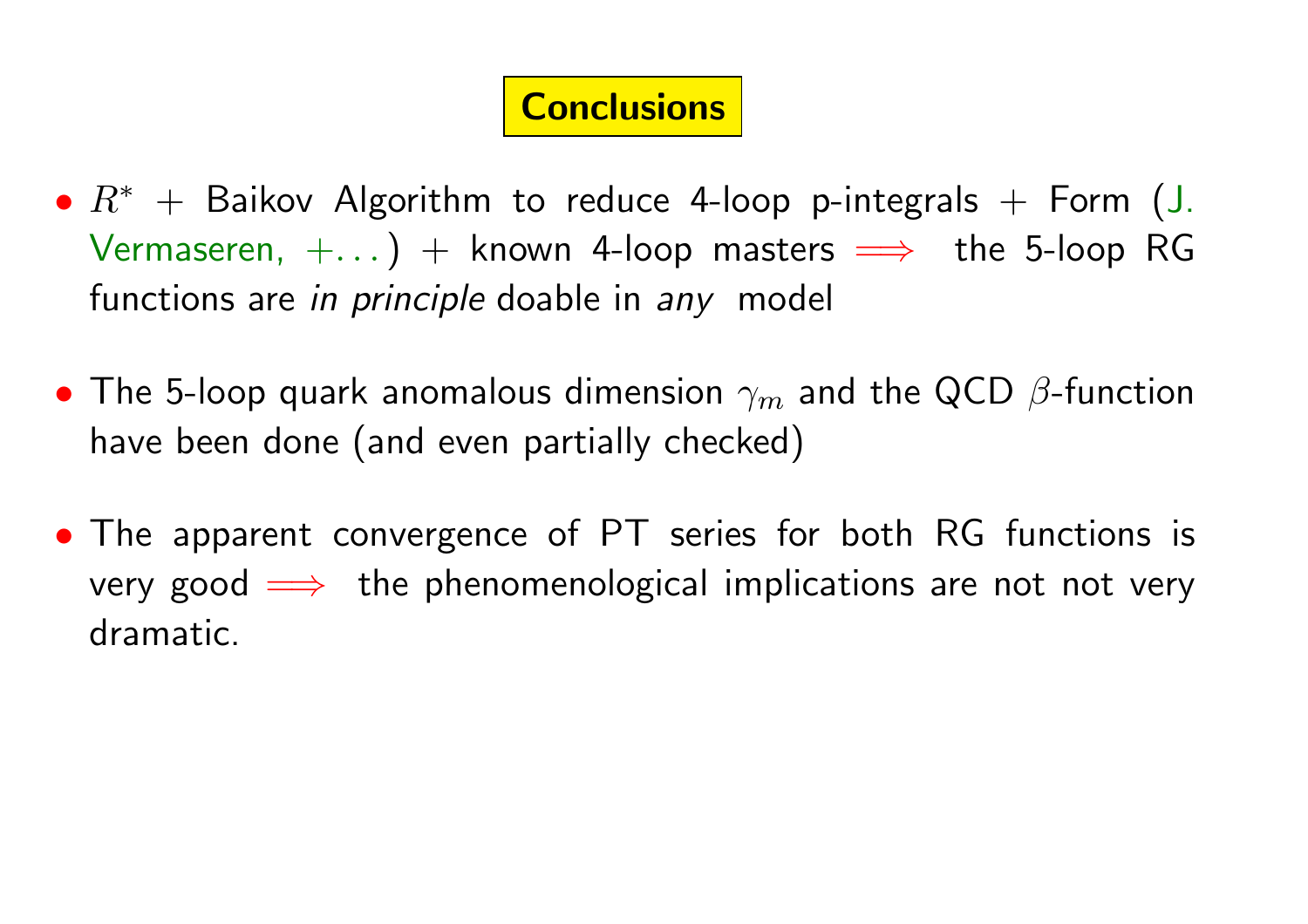# Conclusions

- $R^*$ + Baikov Algorithm to reduce 4-loop p-integrals + Form (J. Vermaseren, $+\ldots$) + known 4-loop masters $\Longrightarrow$ the 5-loop RG functions are *in principle* doable in *any* model

- The 5-loop quark anomalous dimension $\gamma_m$ and the QCD $\beta$-function have been done (and even partially checked)

- The apparent convergence of PT series for both RG functions is very good $\Longrightarrow$ the phenomenological implications are not not very dramatic.